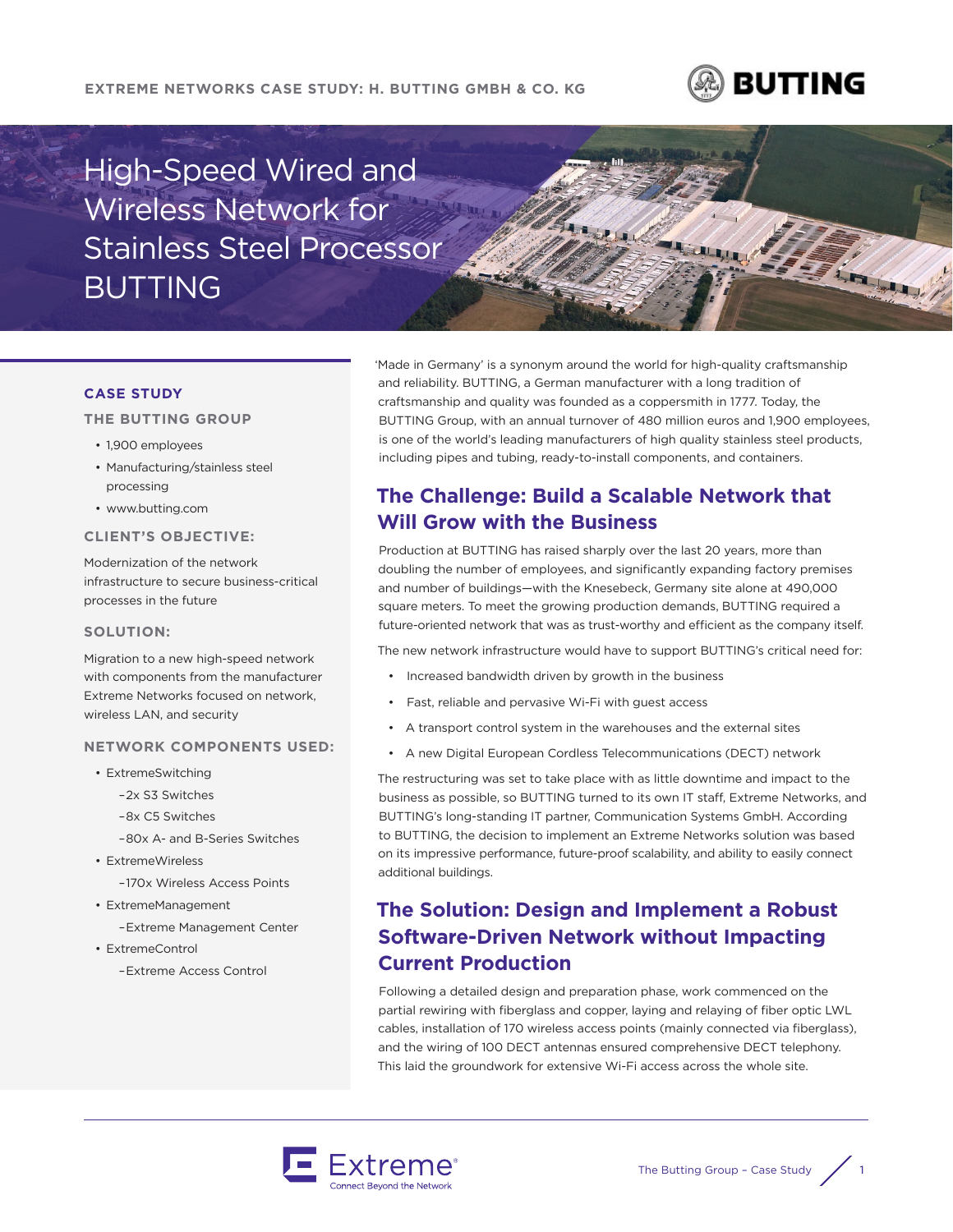EXTREME NETWORKS CASE STUDY: H. BUTTING GMBH & CO. KG

# High-Speed Wired and Wireless Network for Stainless Steel Processor BUTTING

**CASE STUDY**

**THE BUTTING GROUP**

- 1,900 employees
- Manufacturing/stainless steel processing
- www.butting.com

**CLIENT'S OBJECTIVE:**

Modernization of the network infrastructure to secure business-critical processes in the future

**SOLUTION:**

Migration to a new high-speed network with components from the manufacturer Extreme Networks focused on network, wireless LAN, and security

**NETWORK COMPONENTS USED:**

- ExtremeSwitching
  - 2x S3 Switches
  - 8x C5 Switches
  - 80x A- and B-Series Switches
- ExtremeWireless
  - 170x Wireless Access Points
- ExtremeManagement
  - Extreme Management Center
- ExtremeControl
  - Extreme Access Control

'Made in Germany' is a synonym around the world for high-quality craftsmanship and reliability. BUTTING, a German manufacturer with a long tradition of craftsmanship and quality was founded as a coppersmith in 1777. Today, the BUTTING Group, with an annual turnover of 480 million euros and 1,900 employees, is one of the world's leading manufacturers of high quality stainless steel products, including pipes and tubing, ready-to-install components, and containers.

## The Challenge: Build a Scalable Network that Will Grow with the Business

Production at BUTTING has raised sharply over the last 20 years, more than doubling the number of employees, and significantly expanding factory premises and number of buildings—with the Knesebeck, Germany site alone at 490,000 square meters. To meet the growing production demands, BUTTING required a future-oriented network that was as trust-worthy and efficient as the company itself.

The new network infrastructure would have to support BUTTING's critical need for:

- Increased bandwidth driven by growth in the business
- Fast, reliable and pervasive Wi-Fi with guest access
- A transport control system in the warehouses and the external sites
- A new Digital European Cordless Telecommunications (DECT) network

The restructuring was set to take place with as little downtime and impact to the business as possible, so BUTTING turned to its own IT staff, Extreme Networks, and BUTTING's long-standing IT partner, Communication Systems GmbH. According to BUTTING, the decision to implement an Extreme Networks solution was based on its impressive performance, future-proof scalability, and ability to easily connect additional buildings.

## The Solution: Design and Implement a Robust Software-Driven Network without Impacting Current Production

Following a detailed design and preparation phase, work commenced on the partial rewiring with fiberglass and copper, laying and relaying of fiber optic LWL cables, installation of 170 wireless access points (mainly connected via fiberglass), and the wiring of 100 DECT antennas ensured comprehensive DECT telephony. This laid the groundwork for extensive Wi-Fi access across the whole site.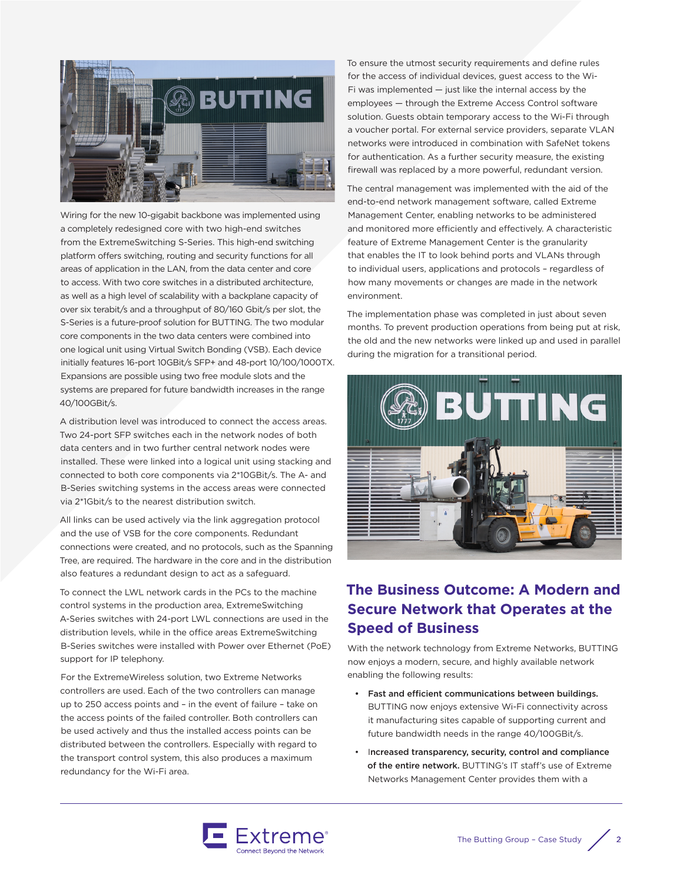Wiring for the new 10-gigabit backbone was implemented using a completely redesigned core with two high-end switches from the ExtremeSwitching S-Series. This high-end switching platform offers switching, routing and security functions for all areas of application in the LAN, from the data center and core to access. With two core switches in a distributed architecture, as well as a high level of scalability with a backplane capacity of over six terabit/s and a throughput of 80/160 Gbit/s per slot, the S-Series is a future-proof solution for BUTTING. The two modular core components in the two data centers were combined into one logical unit using Virtual Switch Bonding (VSB). Each device initially features 16-port 10GBit/s SFP+ and 48-port 10/100/1000TX. Expansions are possible using two free module slots and the systems are prepared for future bandwidth increases in the range 40/100GBit/s.

A distribution level was introduced to connect the access areas. Two 24-port SFP switches each in the network nodes of both data centers and in two further central network nodes were installed. These were linked into a logical unit using stacking and connected to both core components via 2*10GBit/s. The A- and B-Series switching systems in the access areas were connected via 2*1Gbit/s to the nearest distribution switch.

All links can be used actively via the link aggregation protocol and the use of VSB for the core components. Redundant connections were created, and no protocols, such as the Spanning Tree, are required. The hardware in the core and in the distribution also features a redundant design to act as a safeguard.

To connect the LWL network cards in the PCs to the machine control systems in the production area, ExtremeSwitching A-Series switches with 24-port LWL connections are used in the distribution levels, while in the office areas ExtremeSwitching B-Series switches were installed with Power over Ethernet (PoE) support for IP telephony.

For the ExtremeWireless solution, two Extreme Networks controllers are used. Each of the two controllers can manage up to 250 access points and – in the event of failure – take on the access points of the failed controller. Both controllers can be used actively and thus the installed access points can be distributed between the controllers. Especially with regard to the transport control system, this also produces a maximum redundancy for the Wi-Fi area.

To ensure the utmost security requirements and define rules for the access of individual devices, guest access to the Wi-Fi was implemented — just like the internal access by the employees — through the Extreme Access Control software solution. Guests obtain temporary access to the Wi-Fi through a voucher portal. For external service providers, separate VLAN networks were introduced in combination with SafeNet tokens for authentication. As a further security measure, the existing firewall was replaced by a more powerful, redundant version.

The central management was implemented with the aid of the end-to-end network management software, called Extreme Management Center, enabling networks to be administered and monitored more efficiently and effectively. A characteristic feature of Extreme Management Center is the granularity that enables the IT to look behind ports and VLANs through to individual users, applications and protocols – regardless of how many movements or changes are made in the network environment.

The implementation phase was completed in just about seven months. To prevent production operations from being put at risk, the old and the new networks were linked up and used in parallel during the migration for a transitional period.

## The Business Outcome: A Modern and Secure Network that Operates at the Speed of Business

With the network technology from Extreme Networks, BUTTING now enjoys a modern, secure, and highly available network enabling the following results:

- **Fast and efficient communications between buildings.** BUTTING now enjoys extensive Wi-Fi connectivity across it manufacturing sites capable of supporting current and future bandwidth needs in the range 40/100GBit/s.
- **Increased transparency, security, control and compliance of the entire network.** BUTTING's IT staff's use of Extreme Networks Management Center provides them with a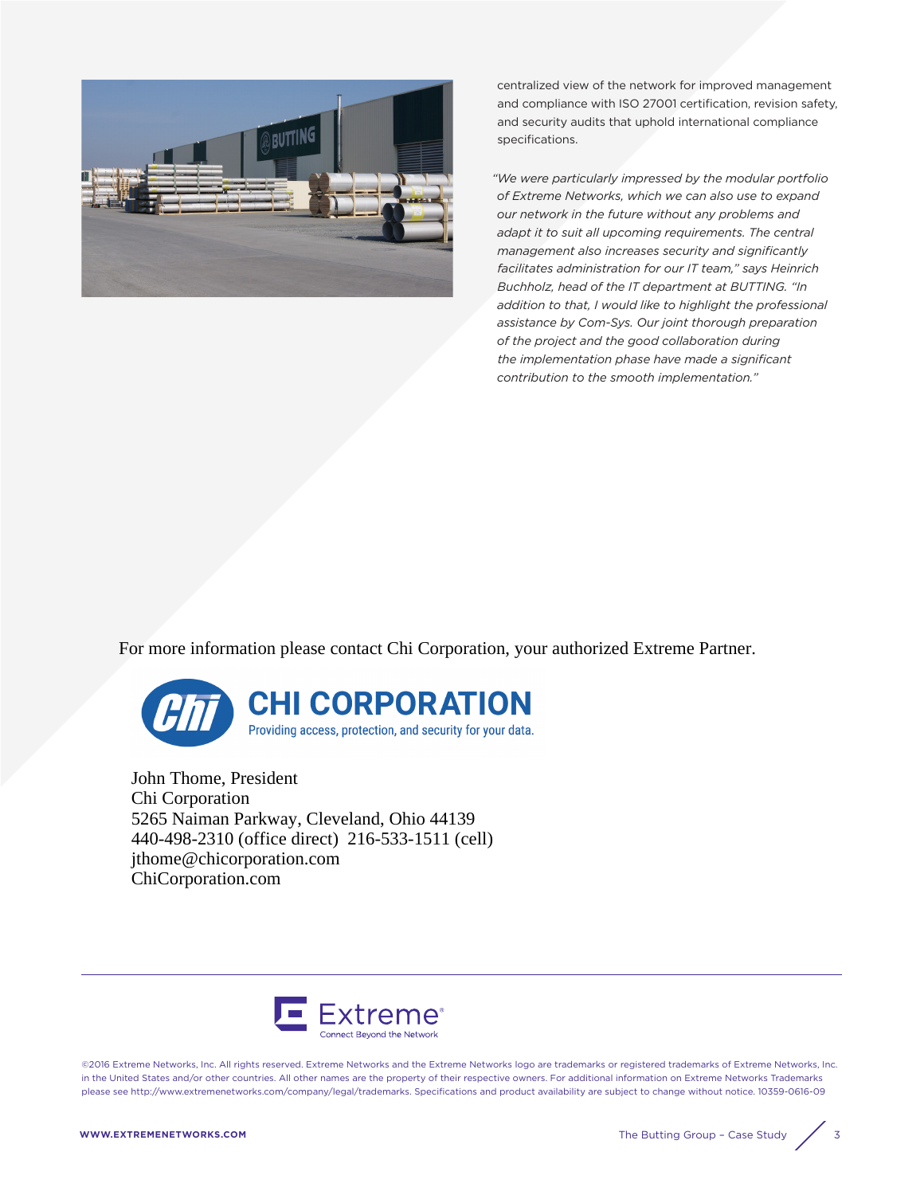centralized view of the network for improved management and compliance with ISO 27001 certification, revision safety, and security audits that uphold international compliance specifications.

*"We were particularly impressed by the modular portfolio of Extreme Networks, which we can also use to expand our network in the future without any problems and adapt it to suit all upcoming requirements. The central management also increases security and significantly facilitates administration for our IT team," says Heinrich Buchholz, head of the IT department at BUTTING. "In addition to that, I would like to highlight the professional assistance by Com-Sys. Our joint thorough preparation of the project and the good collaboration during the implementation phase have made a significant contribution to the smooth implementation."*

For more information please contact Chi Corporation, your authorized Extreme Partner.

**CHI CORPORATION**
Providing access, protection, and security for your data.

John Thome, President
Chi Corporation
5265 Naiman Parkway, Cleveland, Ohio 44139
440-498-2310 (office direct) 216-533-1511 (cell)
jthome@chicorporation.com
ChiCorporation.com

---

Extreme
Connect Beyond the Network

©2016 Extreme Networks, Inc. All rights reserved. Extreme Networks and the Extreme Networks logo are trademarks or registered trademarks of Extreme Networks, Inc. in the United States and/or other countries. All other names are the property of their respective owners. For additional information on Extreme Networks Trademarks please see http://www.extremenetworks.com/company/legal/trademarks. Specifications and product availability are subject to change without notice. 10359-0616-09